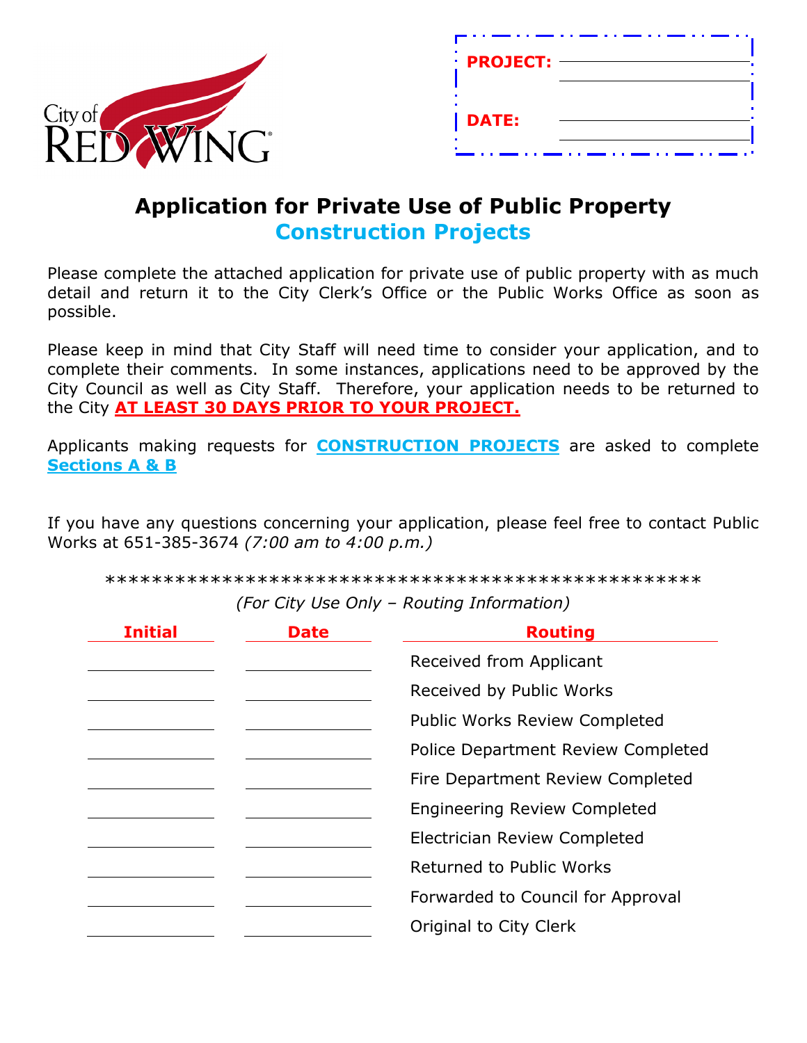City of RED WING

**PROJECT:** \_\_\_\_\_\_\_\_\_\_\_\_\_\_\_\_

**DATE:** \_\_\_\_\_\_\_\_\_\_\_\_\_\_\_\_

# Application for Private Use of Public Property
## Construction Projects

Please complete the attached application for private use of public property with as much detail and return it to the City Clerk's Office or the Public Works Office as soon as possible.

Please keep in mind that City Staff will need time to consider your application, and to complete their comments. In some instances, applications need to be approved by the City Council as well as City Staff. Therefore, your application needs to be returned to the City **AT LEAST 30 DAYS PRIOR TO YOUR PROJECT.**

Applicants making requests for **CONSTRUCTION PROJECTS** are asked to complete **Sections A & B**

If you have any questions concerning your application, please feel free to contact Public Works at 651-385-3674 *(7:00 am to 4:00 p.m.)*

\*\*\*\*\*\*\*\*\*\*\*\*\*\*\*\*\*\*\*\*\*\*\*\*\*\*\*\*\*\*\*\*\*\*\*\*\*\*\*\*\*\*\*\*\*\*\*\*\*\*\*\*

*(For City Use Only – Routing Information)*

| Initial | Date | Routing |
|---|---|---|
| | | Received from Applicant |
| | | Received by Public Works |
| | | Public Works Review Completed |
| | | Police Department Review Completed |
| | | Fire Department Review Completed |
| | | Engineering Review Completed |
| | | Electrician Review Completed |
| | | Returned to Public Works |
| | | Forwarded to Council for Approval |
| | | Original to City Clerk |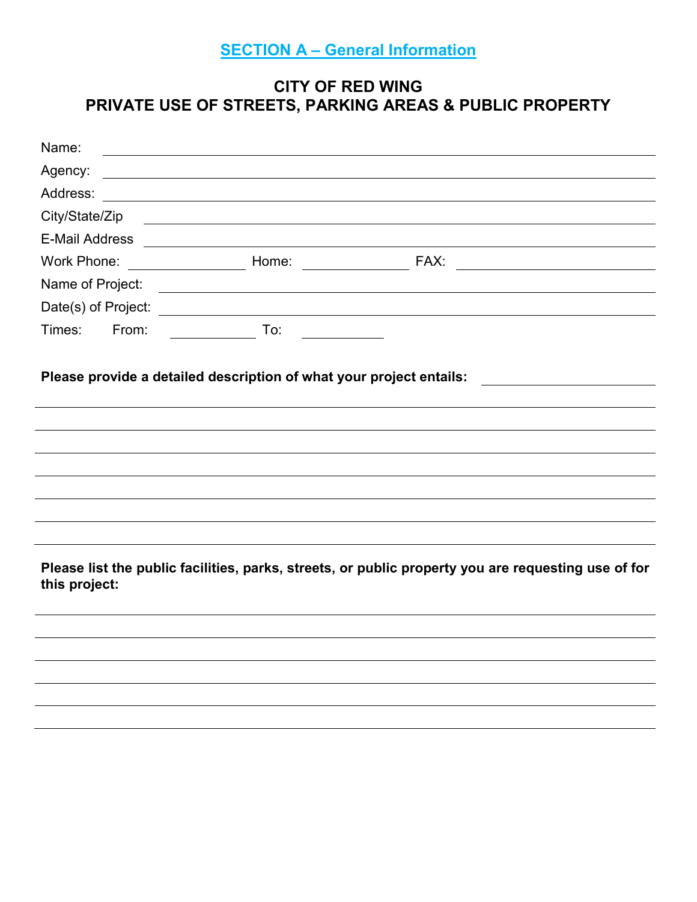## SECTION A – General Information

# CITY OF RED WING
# PRIVATE USE OF STREETS, PARKING AREAS & PUBLIC PROPERTY

Name: ______________________________________________

Agency: ______________________________________________

Address: ______________________________________________

City/State/Zip ______________________________________________

E-Mail Address ______________________________________________

Work Phone: ______________ Home: ______________ FAX: ______________

Name of Project: ______________________________________________

Date(s) of Project: ______________________________________________

Times: From: ____________ To: ____________

**Please provide a detailed description of what your project entails:** ______________

______________________________________________

______________________________________________

______________________________________________

______________________________________________

______________________________________________

______________________________________________

______________________________________________

**Please list the public facilities, parks, streets, or public property you are requesting use of for this project:**

______________________________________________

______________________________________________

______________________________________________

______________________________________________

______________________________________________

______________________________________________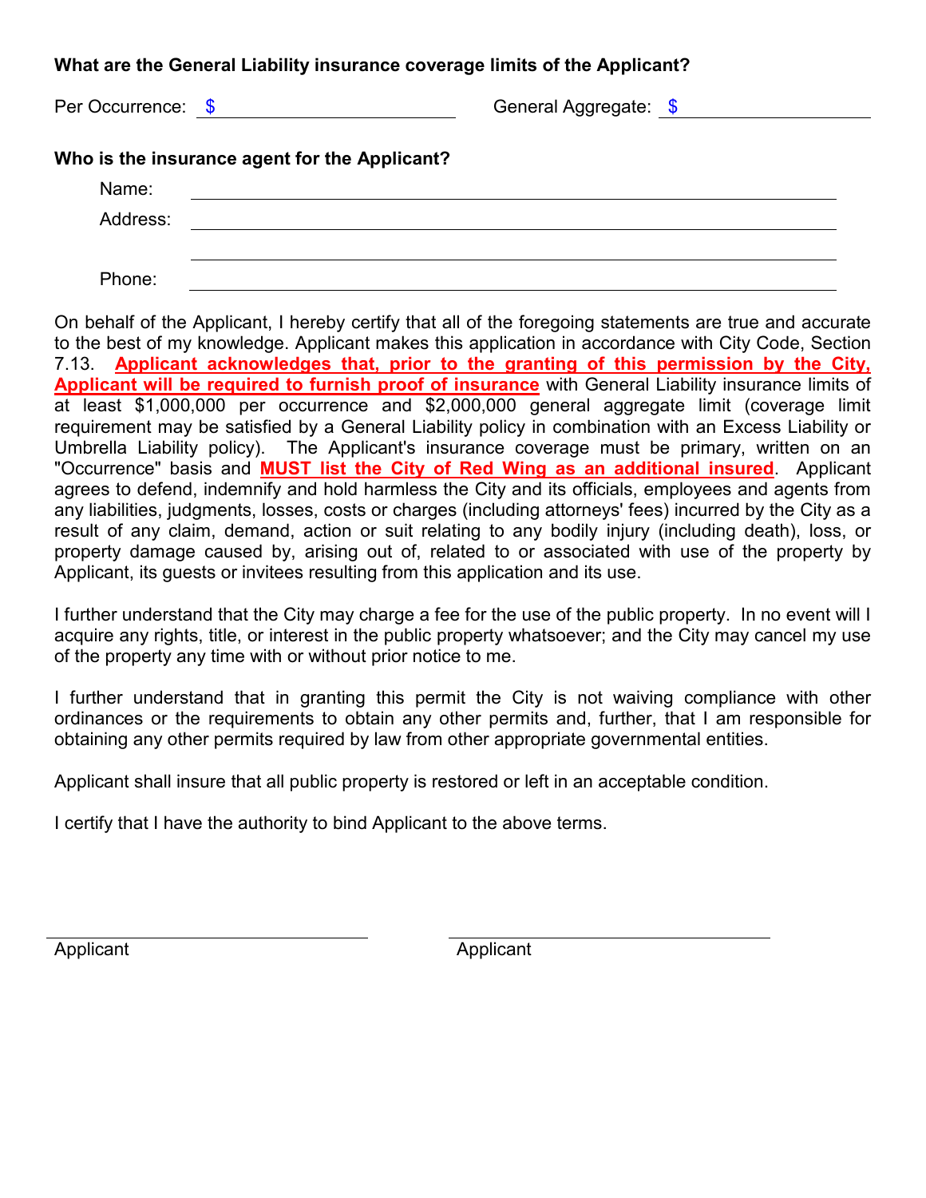**What are the General Liability insurance coverage limits of the Applicant?**

Per Occurrence: $ ____________________ General Aggregate: $ ____________________

**Who is the insurance agent for the Applicant?**

Name: ______________________________________________

Address: ______________________________________________

______________________________________________

Phone: ______________________________________________

On behalf of the Applicant, I hereby certify that all of the foregoing statements are true and accurate to the best of my knowledge. Applicant makes this application in accordance with City Code, Section 7.13. **Applicant acknowledges that, prior to the granting of this permission by the City, Applicant will be required to furnish proof of insurance** with General Liability insurance limits of at least $1,000,000 per occurrence and $2,000,000 general aggregate limit (coverage limit requirement may be satisfied by a General Liability policy in combination with an Excess Liability or Umbrella Liability policy). The Applicant's insurance coverage must be primary, written on an "Occurrence" basis and **MUST list the City of Red Wing as an additional insured**. Applicant agrees to defend, indemnify and hold harmless the City and its officials, employees and agents from any liabilities, judgments, losses, costs or charges (including attorneys' fees) incurred by the City as a result of any claim, demand, action or suit relating to any bodily injury (including death), loss, or property damage caused by, arising out of, related to or associated with use of the property by Applicant, its guests or invitees resulting from this application and its use.

I further understand that the City may charge a fee for the use of the public property. In no event will I acquire any rights, title, or interest in the public property whatsoever; and the City may cancel my use of the property any time with or without prior notice to me.

I further understand that in granting this permit the City is not waiving compliance with other ordinances or the requirements to obtain any other permits and, further, that I am responsible for obtaining any other permits required by law from other appropriate governmental entities.

Applicant shall insure that all public property is restored or left in an acceptable condition.

I certify that I have the authority to bind Applicant to the above terms.

____________________________ ____________________________

Applicant Applicant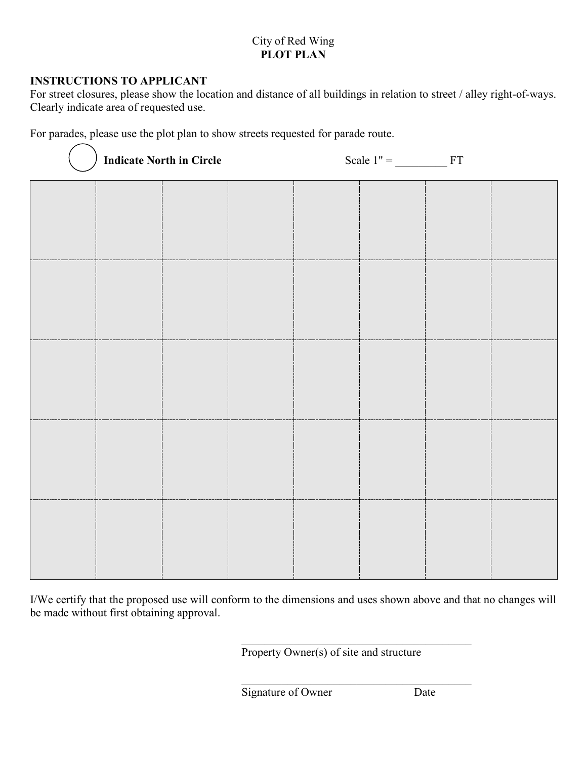City of Red Wing

**PLOT PLAN**

**INSTRUCTIONS TO APPLICANT**

For street closures, please show the location and distance of all buildings in relation to street / alley right-of-ways. Clearly indicate area of requested use.

For parades, please use the plot plan to show streets requested for parade route.

◯ **Indicate North in Circle** Scale 1" = _________ FT

I/We certify that the proposed use will conform to the dimensions and uses shown above and that no changes will be made without first obtaining approval.

_______________________________________
Property Owner(s) of site and structure

_______________________________________
Signature of Owner Date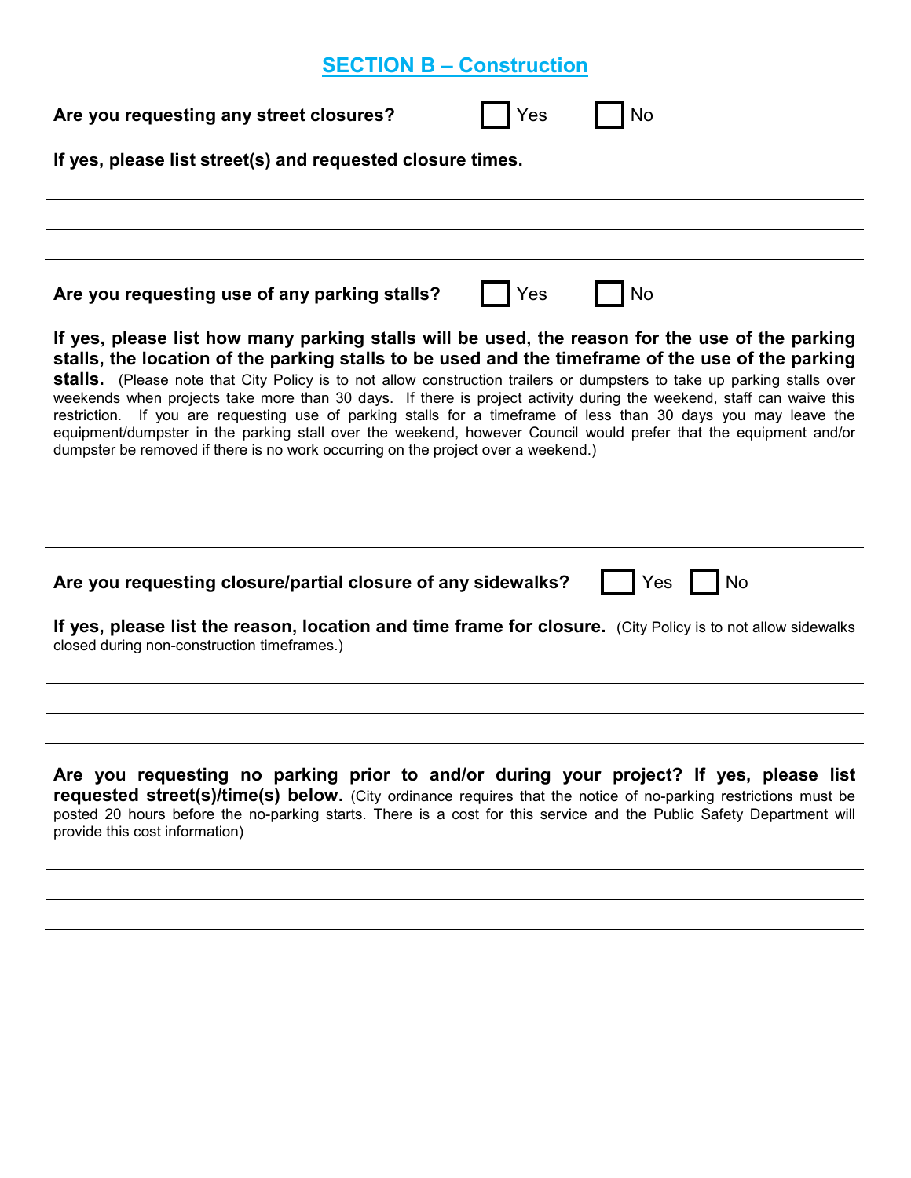## SECTION B – Construction

**Are you requesting any street closures?** ☐ Yes ☐ No

**If yes, please list street(s) and requested closure times.** \_\_\_\_\_\_\_\_\_\_\_\_\_\_\_\_\_\_\_\_\_\_\_\_

\_\_\_\_\_\_\_\_\_\_\_\_\_\_\_\_\_\_\_\_\_\_\_\_\_\_\_\_\_\_\_\_\_\_\_\_\_\_\_\_\_\_\_\_\_\_\_\_\_\_\_\_\_\_\_\_\_\_\_\_

\_\_\_\_\_\_\_\_\_\_\_\_\_\_\_\_\_\_\_\_\_\_\_\_\_\_\_\_\_\_\_\_\_\_\_\_\_\_\_\_\_\_\_\_\_\_\_\_\_\_\_\_\_\_\_\_\_\_\_\_

\_\_\_\_\_\_\_\_\_\_\_\_\_\_\_\_\_\_\_\_\_\_\_\_\_\_\_\_\_\_\_\_\_\_\_\_\_\_\_\_\_\_\_\_\_\_\_\_\_\_\_\_\_\_\_\_\_\_\_\_

**Are you requesting use of any parking stalls?** ☐ Yes ☐ No

**If yes, please list how many parking stalls will be used, the reason for the use of the parking stalls, the location of the parking stalls to be used and the timeframe of the use of the parking stalls.** (Please note that City Policy is to not allow construction trailers or dumpsters to take up parking stalls over weekends when projects take more than 30 days. If there is project activity during the weekend, staff can waive this restriction. If you are requesting use of parking stalls for a timeframe of less than 30 days you may leave the equipment/dumpster in the parking stall over the weekend, however Council would prefer that the equipment and/or dumpster be removed if there is no work occurring on the project over a weekend.)

\_\_\_\_\_\_\_\_\_\_\_\_\_\_\_\_\_\_\_\_\_\_\_\_\_\_\_\_\_\_\_\_\_\_\_\_\_\_\_\_\_\_\_\_\_\_\_\_\_\_\_\_\_\_\_\_\_\_\_\_

\_\_\_\_\_\_\_\_\_\_\_\_\_\_\_\_\_\_\_\_\_\_\_\_\_\_\_\_\_\_\_\_\_\_\_\_\_\_\_\_\_\_\_\_\_\_\_\_\_\_\_\_\_\_\_\_\_\_\_\_

\_\_\_\_\_\_\_\_\_\_\_\_\_\_\_\_\_\_\_\_\_\_\_\_\_\_\_\_\_\_\_\_\_\_\_\_\_\_\_\_\_\_\_\_\_\_\_\_\_\_\_\_\_\_\_\_\_\_\_\_

**Are you requesting closure/partial closure of any sidewalks?** ☐ Yes ☐ No

**If yes, please list the reason, location and time frame for closure.** (City Policy is to not allow sidewalks closed during non-construction timeframes.)

\_\_\_\_\_\_\_\_\_\_\_\_\_\_\_\_\_\_\_\_\_\_\_\_\_\_\_\_\_\_\_\_\_\_\_\_\_\_\_\_\_\_\_\_\_\_\_\_\_\_\_\_\_\_\_\_\_\_\_\_

\_\_\_\_\_\_\_\_\_\_\_\_\_\_\_\_\_\_\_\_\_\_\_\_\_\_\_\_\_\_\_\_\_\_\_\_\_\_\_\_\_\_\_\_\_\_\_\_\_\_\_\_\_\_\_\_\_\_\_\_

\_\_\_\_\_\_\_\_\_\_\_\_\_\_\_\_\_\_\_\_\_\_\_\_\_\_\_\_\_\_\_\_\_\_\_\_\_\_\_\_\_\_\_\_\_\_\_\_\_\_\_\_\_\_\_\_\_\_\_\_

**Are you requesting no parking prior to and/or during your project? If yes, please list requested street(s)/time(s) below.** (City ordinance requires that the notice of no-parking restrictions must be posted 20 hours before the no-parking starts. There is a cost for this service and the Public Safety Department will provide this cost information)

\_\_\_\_\_\_\_\_\_\_\_\_\_\_\_\_\_\_\_\_\_\_\_\_\_\_\_\_\_\_\_\_\_\_\_\_\_\_\_\_\_\_\_\_\_\_\_\_\_\_\_\_\_\_\_\_\_\_\_\_

\_\_\_\_\_\_\_\_\_\_\_\_\_\_\_\_\_\_\_\_\_\_\_\_\_\_\_\_\_\_\_\_\_\_\_\_\_\_\_\_\_\_\_\_\_\_\_\_\_\_\_\_\_\_\_\_\_\_\_\_

\_\_\_\_\_\_\_\_\_\_\_\_\_\_\_\_\_\_\_\_\_\_\_\_\_\_\_\_\_\_\_\_\_\_\_\_\_\_\_\_\_\_\_\_\_\_\_\_\_\_\_\_\_\_\_\_\_\_\_\_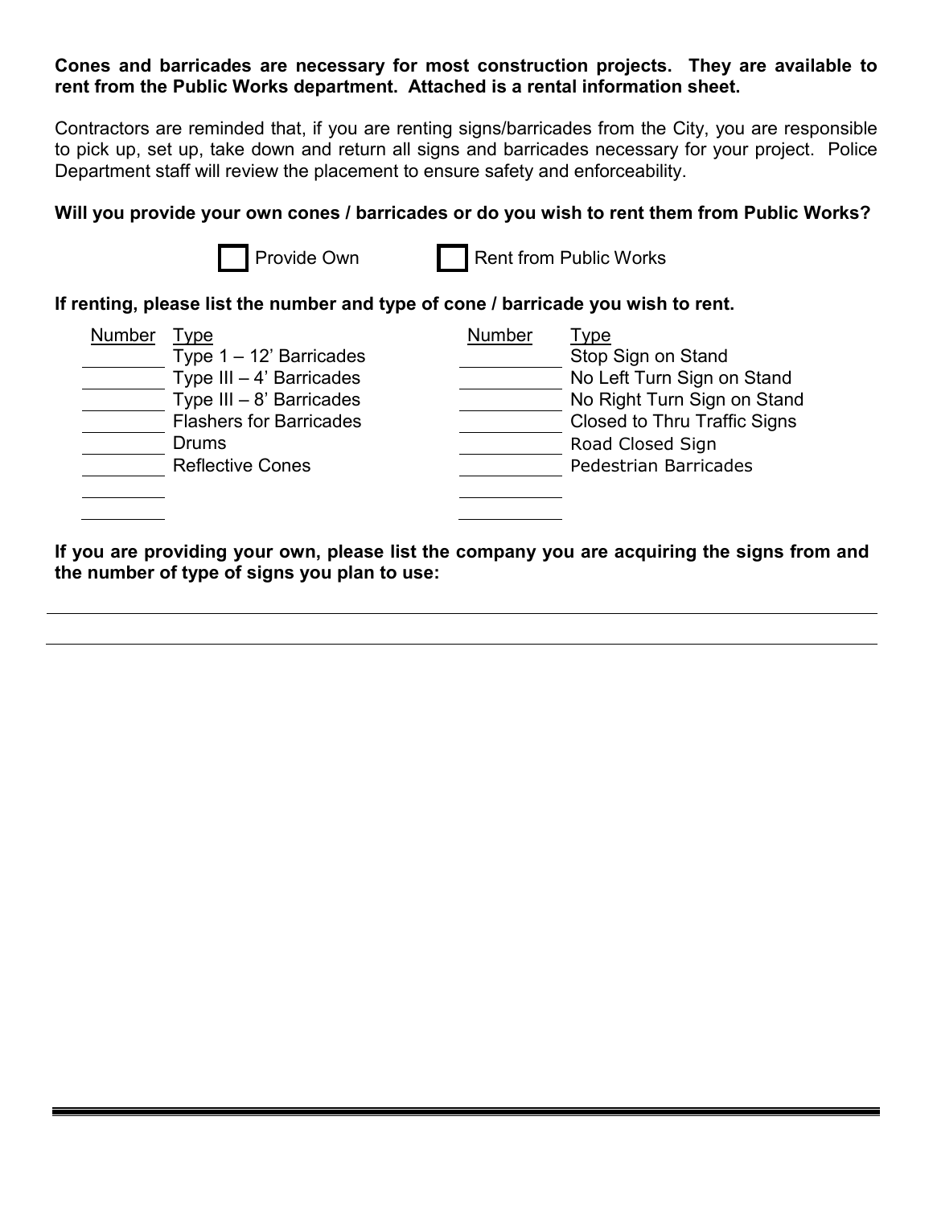**Cones and barricades are necessary for most construction projects. They are available to rent from the Public Works department. Attached is a rental information sheet.**

Contractors are reminded that, if you are renting signs/barricades from the City, you are responsible to pick up, set up, take down and return all signs and barricades necessary for your project. Police Department staff will review the placement to ensure safety and enforceability.

**Will you provide your own cones / barricades or do you wish to rent them from Public Works?**

☐ Provide Own ☐ Rent from Public Works

**If renting, please list the number and type of cone / barricade you wish to rent.**

| Number | Type | Number | Type |
|---|---|---|---|
| ________ | Type 1 – 12' Barricades | ________ | Stop Sign on Stand |
| ________ | Type III – 4' Barricades | ________ | No Left Turn Sign on Stand |
| ________ | Type III – 8' Barricades | ________ | No Right Turn Sign on Stand |
| ________ | Flashers for Barricades | ________ | Closed to Thru Traffic Signs |
| ________ | Drums | ________ | Road Closed Sign |
| ________ | Reflective Cones | ________ | Pedestrian Barricades |
| ________ | | ________ | |
| ________ | | ________ | |

**If you are providing your own, please list the company you are acquiring the signs from and the number of type of signs you plan to use:**

______________________________________________________________________

______________________________________________________________________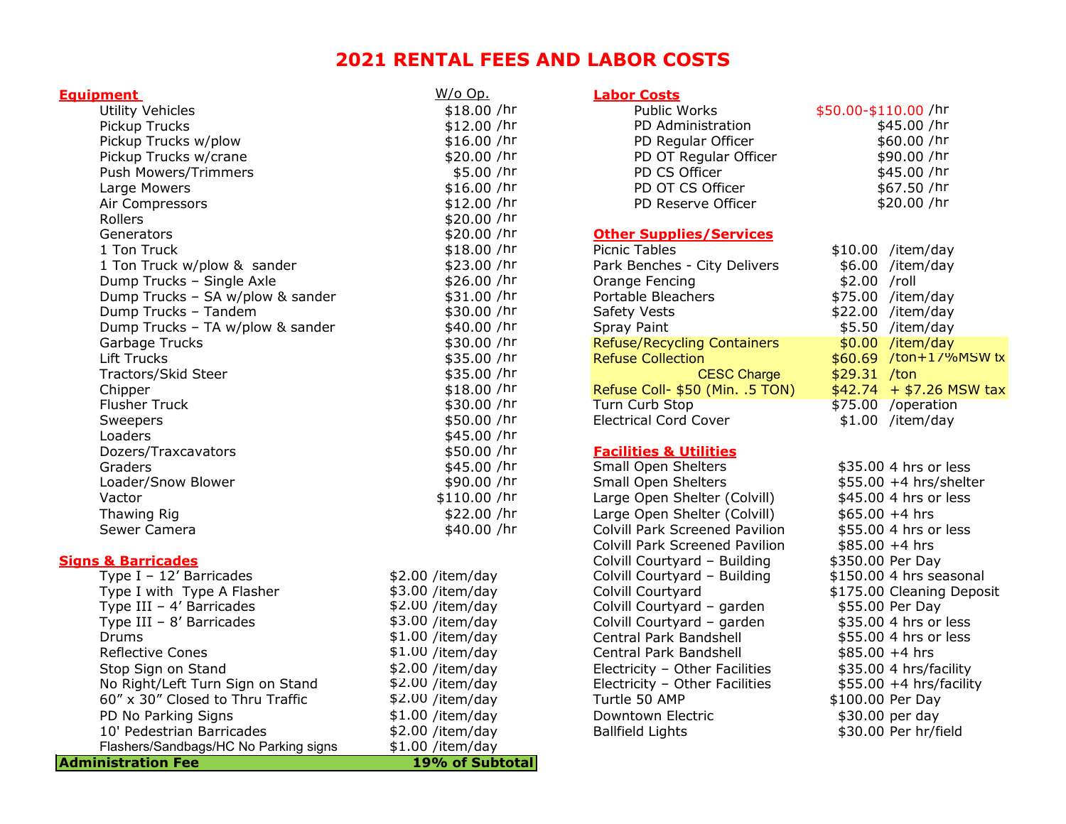# 2021 RENTAL FEES AND LABOR COSTS

## Equipment

| Equipment | W/o Op. |
|---|---|
| Utility Vehicles | $18.00 /hr |
| Pickup Trucks | $12.00 /hr |
| Pickup Trucks w/plow | $16.00 /hr |
| Pickup Trucks w/crane | $20.00 /hr |
| Push Mowers/Trimmers | $5.00 /hr |
| Large Mowers | $16.00 /hr |
| Air Compressors | $12.00 /hr |
| Rollers | $20.00 /hr |
| Generators | $20.00 /hr |
| 1 Ton Truck | $18.00 /hr |
| 1 Ton Truck w/plow & sander | $23.00 /hr |
| Dump Trucks – Single Axle | $26.00 /hr |
| Dump Trucks – SA w/plow & sander | $31.00 /hr |
| Dump Trucks – Tandem | $30.00 /hr |
| Dump Trucks – TA w/plow & sander | $40.00 /hr |
| Garbage Trucks | $30.00 /hr |
| Lift Trucks | $35.00 /hr |
| Tractors/Skid Steer | $35.00 /hr |
| Chipper | $18.00 /hr |
| Flusher Truck | $30.00 /hr |
| Sweepers | $50.00 /hr |
| Loaders | $45.00 /hr |
| Dozers/Traxcavators | $50.00 /hr |
| Graders | $45.00 /hr |
| Loader/Snow Blower | $90.00 /hr |
| Vactor | $110.00 /hr |
| Thawing Rig | $22.00 /hr |
| Sewer Camera | $40.00 /hr |

## Signs & Barricades

| | |
|---|---|
| Type I – 12' Barricades | $2.00 /item/day |
| Type I with Type A Flasher | $3.00 /item/day |
| Type III – 4' Barricades | $2.00 /item/day |
| Type III – 8' Barricades | $3.00 /item/day |
| Drums | $1.00 /item/day |
| Reflective Cones | $1.00 /item/day |
| Stop Sign on Stand | $2.00 /item/day |
| No Right/Left Turn Sign on Stand | $2.00 /item/day |
| 60" x 30" Closed to Thru Traffic | $2.00 /item/day |
| PD No Parking Signs | $1.00 /item/day |
| 10' Pedestrian Barricades | $2.00 /item/day |
| Flashers/Sandbags/HC No Parking signs | $1.00 /item/day |
| **Administration Fee** | **19% of Subtotal** |

## Labor Costs

| | |
|---|---|
| Public Works | $50.00-$110.00 /hr |
| PD Administration | $45.00 /hr |
| PD Regular Officer | $60.00 /hr |
| PD OT Regular Officer | $90.00 /hr |
| PD CS Officer | $45.00 /hr |
| PD OT CS Officer | $67.50 /hr |
| PD Reserve Officer | $20.00 /hr |

## Other Supplies/Services

| | | |
|---|---|---|
| Picnic Tables | $10.00 | /item/day |
| Park Benches - City Delivers | $6.00 | /item/day |
| Orange Fencing | $2.00 | /roll |
| Portable Bleachers | $75.00 | /item/day |
| Safety Vests | $22.00 | /item/day |
| Spray Paint | $5.50 | /item/day |
| Refuse/Recycling Containers | $0.00 | /item/day |
| Refuse Collection | $60.69 | /ton+17%MSW tx |
| CESC Charge | $29.31 | /ton |
| Refuse Coll- $50 (Min. .5 TON) | $42.74 | + $7.26 MSW tax |
| Turn Curb Stop | $75.00 | /operation |
| Electrical Cord Cover | $1.00 | /item/day |

## Facilities & Utilities

| | |
|---|---|
| Small Open Shelters | $35.00 4 hrs or less |
| Small Open Shelters | $55.00 +4 hrs/shelter |
| Large Open Shelter (Colvill) | $45.00 4 hrs or less |
| Large Open Shelter (Colvill) | $65.00 +4 hrs |
| Colvill Park Screened Pavilion | $55.00 4 hrs or less |
| Colvill Park Screened Pavilion | $85.00 +4 hrs |
| Colvill Courtyard – Building | $350.00 Per Day |
| Colvill Courtyard – Building | $150.00 4 hrs seasonal |
| Colvill Courtyard | $175.00 Cleaning Deposit |
| Colvill Courtyard – garden | $55.00 Per Day |
| Colvill Courtyard – garden | $35.00 4 hrs or less |
| Central Park Bandshell | $55.00 4 hrs or less |
| Central Park Bandshell | $85.00 +4 hrs |
| Electricity – Other Facilities | $35.00 4 hrs/facility |
| Electricity – Other Facilities | $55.00 +4 hrs/facility |
| Turtle 50 AMP | $100.00 Per Day |
| Downtown Electric | $30.00 per day |
| Ballfield Lights | $30.00 Per hr/field |